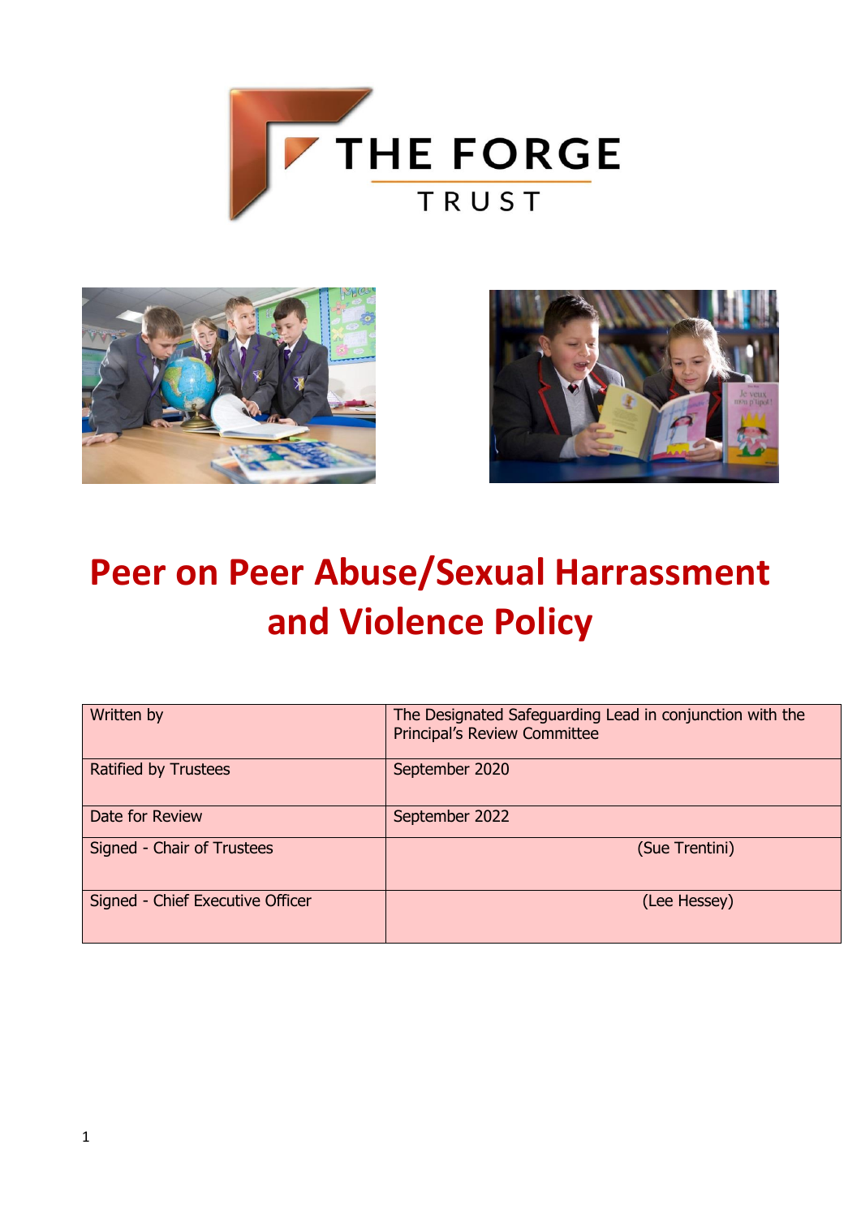THE FORGE TRUST

# Peer on Peer Abuse/Sexual Harrassment and Violence Policy

| Written by | The Designated Safeguarding Lead in conjunction with the Principal's Review Committee |
| --- | --- |
| Ratified by Trustees | September 2020 |
| Date for Review | September 2022 |
| Signed - Chair of Trustees | (Sue Trentini) |
| Signed - Chief Executive Officer | (Lee Hessey) |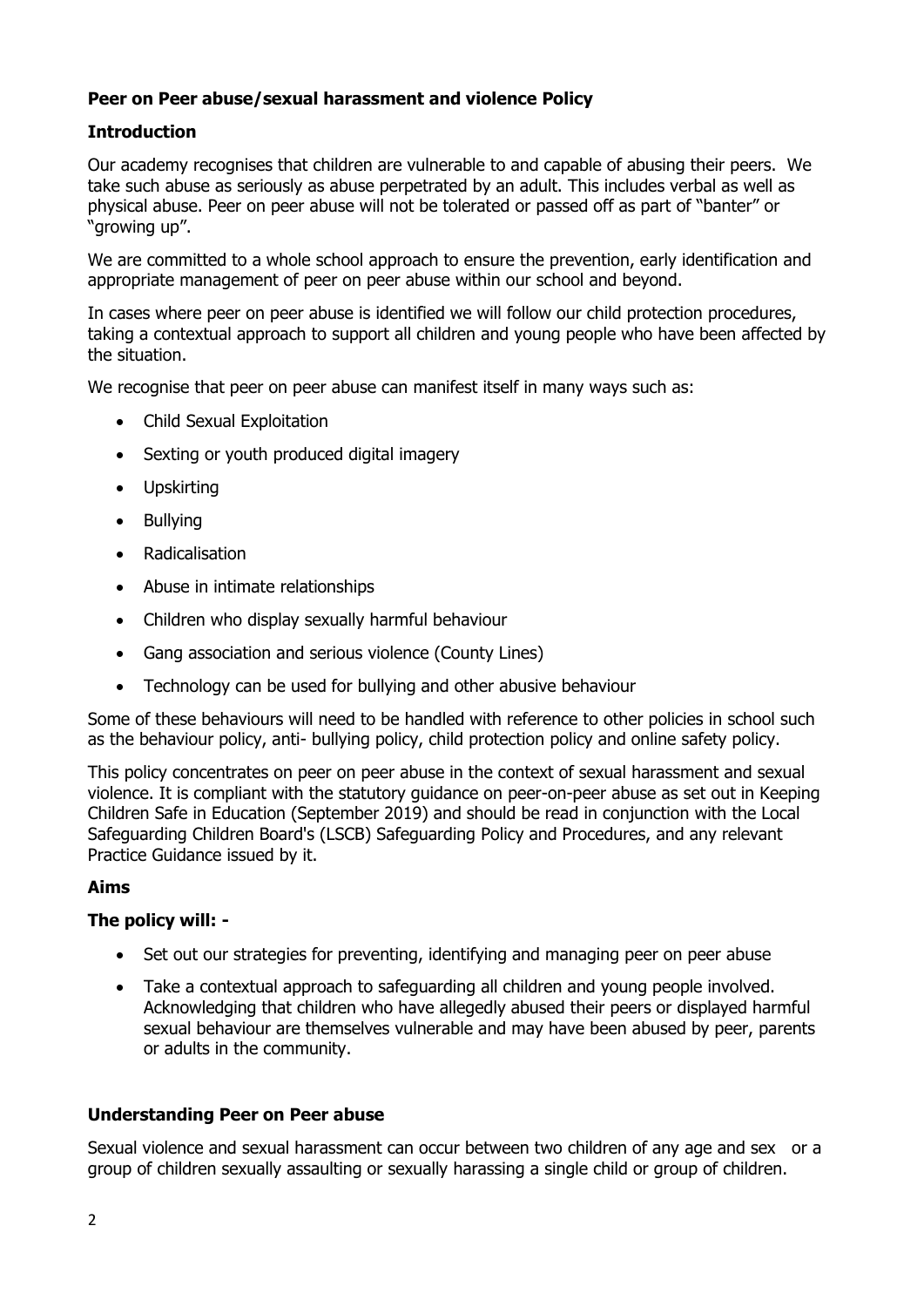**Peer on Peer abuse/sexual harassment and violence Policy**

**Introduction**

Our academy recognises that children are vulnerable to and capable of abusing their peers. We take such abuse as seriously as abuse perpetrated by an adult. This includes verbal as well as physical abuse. Peer on peer abuse will not be tolerated or passed off as part of "banter" or "growing up".

We are committed to a whole school approach to ensure the prevention, early identification and appropriate management of peer on peer abuse within our school and beyond.

In cases where peer on peer abuse is identified we will follow our child protection procedures, taking a contextual approach to support all children and young people who have been affected by the situation.

We recognise that peer on peer abuse can manifest itself in many ways such as:

- Child Sexual Exploitation
- Sexting or youth produced digital imagery
- Upskirting
- Bullying
- Radicalisation
- Abuse in intimate relationships
- Children who display sexually harmful behaviour
- Gang association and serious violence (County Lines)
- Technology can be used for bullying and other abusive behaviour

Some of these behaviours will need to be handled with reference to other policies in school such as the behaviour policy, anti- bullying policy, child protection policy and online safety policy.

This policy concentrates on peer on peer abuse in the context of sexual harassment and sexual violence. It is compliant with the statutory guidance on peer-on-peer abuse as set out in Keeping Children Safe in Education (September 2019) and should be read in conjunction with the Local Safeguarding Children Board's (LSCB) Safeguarding Policy and Procedures, and any relevant Practice Guidance issued by it.

**Aims**

**The policy will: -**

- Set out our strategies for preventing, identifying and managing peer on peer abuse
- Take a contextual approach to safeguarding all children and young people involved. Acknowledging that children who have allegedly abused their peers or displayed harmful sexual behaviour are themselves vulnerable and may have been abused by peer, parents or adults in the community.

**Understanding Peer on Peer abuse**

Sexual violence and sexual harassment can occur between two children of any age and sex or a group of children sexually assaulting or sexually harassing a single child or group of children.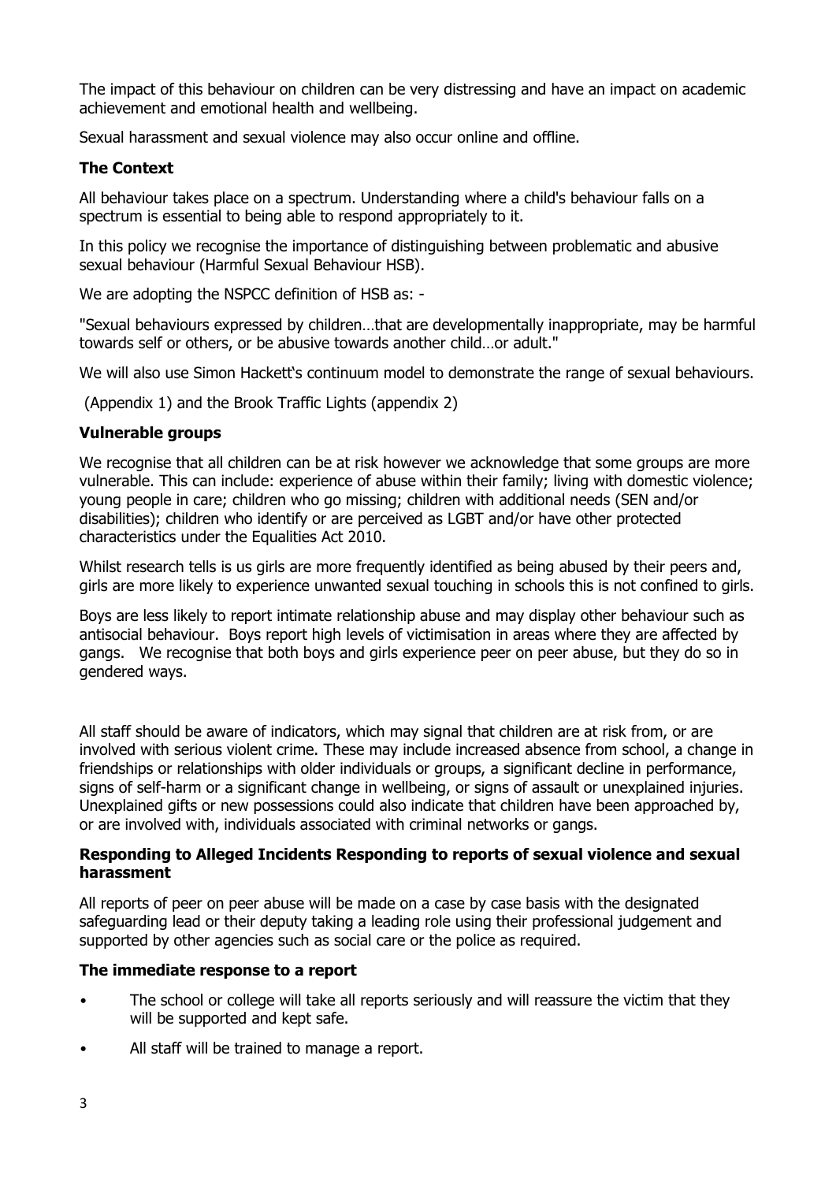The impact of this behaviour on children can be very distressing and have an impact on academic achievement and emotional health and wellbeing.

Sexual harassment and sexual violence may also occur online and offline.

### The Context

All behaviour takes place on a spectrum. Understanding where a child's behaviour falls on a spectrum is essential to being able to respond appropriately to it.

In this policy we recognise the importance of distinguishing between problematic and abusive sexual behaviour (Harmful Sexual Behaviour HSB).

We are adopting the NSPCC definition of HSB as: -

"Sexual behaviours expressed by children…that are developmentally inappropriate, may be harmful towards self or others, or be abusive towards another child…or adult."

We will also use Simon Hackett's continuum model to demonstrate the range of sexual behaviours.

(Appendix 1) and the Brook Traffic Lights (appendix 2)

### Vulnerable groups

We recognise that all children can be at risk however we acknowledge that some groups are more vulnerable. This can include: experience of abuse within their family; living with domestic violence; young people in care; children who go missing; children with additional needs (SEN and/or disabilities); children who identify or are perceived as LGBT and/or have other protected characteristics under the Equalities Act 2010.

Whilst research tells is us girls are more frequently identified as being abused by their peers and, girls are more likely to experience unwanted sexual touching in schools this is not confined to girls.

Boys are less likely to report intimate relationship abuse and may display other behaviour such as antisocial behaviour. Boys report high levels of victimisation in areas where they are affected by gangs. We recognise that both boys and girls experience peer on peer abuse, but they do so in gendered ways.

All staff should be aware of indicators, which may signal that children are at risk from, or are involved with serious violent crime. These may include increased absence from school, a change in friendships or relationships with older individuals or groups, a significant decline in performance, signs of self-harm or a significant change in wellbeing, or signs of assault or unexplained injuries. Unexplained gifts or new possessions could also indicate that children have been approached by, or are involved with, individuals associated with criminal networks or gangs.

### Responding to Alleged Incidents Responding to reports of sexual violence and sexual harassment

All reports of peer on peer abuse will be made on a case by case basis with the designated safeguarding lead or their deputy taking a leading role using their professional judgement and supported by other agencies such as social care or the police as required.

### The immediate response to a report

- The school or college will take all reports seriously and will reassure the victim that they will be supported and kept safe.
- All staff will be trained to manage a report.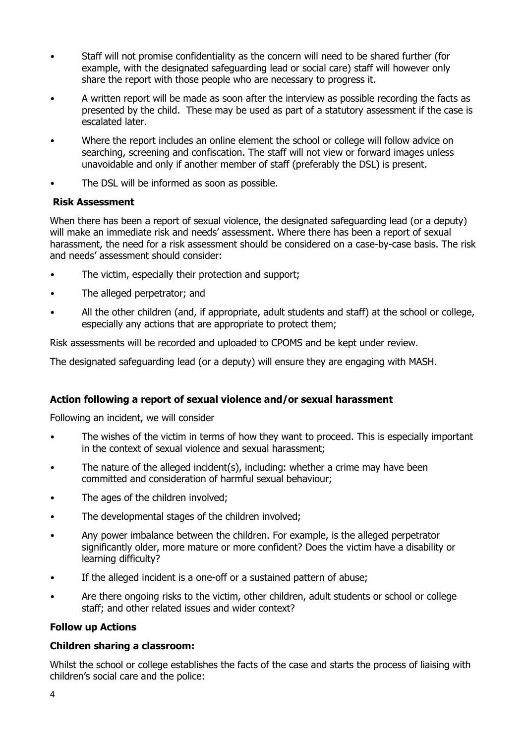- Staff will not promise confidentiality as the concern will need to be shared further (for example, with the designated safeguarding lead or social care) staff will however only share the report with those people who are necessary to progress it.
- A written report will be made as soon after the interview as possible recording the facts as presented by the child. These may be used as part of a statutory assessment if the case is escalated later.
- Where the report includes an online element the school or college will follow advice on searching, screening and confiscation. The staff will not view or forward images unless unavoidable and only if another member of staff (preferably the DSL) is present.
- The DSL will be informed as soon as possible.

**Risk Assessment**

When there has been a report of sexual violence, the designated safeguarding lead (or a deputy) will make an immediate risk and needs' assessment. Where there has been a report of sexual harassment, the need for a risk assessment should be considered on a case-by-case basis. The risk and needs' assessment should consider:

- The victim, especially their protection and support;
- The alleged perpetrator; and
- All the other children (and, if appropriate, adult students and staff) at the school or college, especially any actions that are appropriate to protect them;

Risk assessments will be recorded and uploaded to CPOMS and be kept under review.

The designated safeguarding lead (or a deputy) will ensure they are engaging with MASH.

**Action following a report of sexual violence and/or sexual harassment**

Following an incident, we will consider

- The wishes of the victim in terms of how they want to proceed. This is especially important in the context of sexual violence and sexual harassment;
- The nature of the alleged incident(s), including: whether a crime may have been committed and consideration of harmful sexual behaviour;
- The ages of the children involved;
- The developmental stages of the children involved;
- Any power imbalance between the children. For example, is the alleged perpetrator significantly older, more mature or more confident? Does the victim have a disability or learning difficulty?
- If the alleged incident is a one-off or a sustained pattern of abuse;
- Are there ongoing risks to the victim, other children, adult students or school or college staff; and other related issues and wider context?

**Follow up Actions**

**Children sharing a classroom:**

Whilst the school or college establishes the facts of the case and starts the process of liaising with children's social care and the police: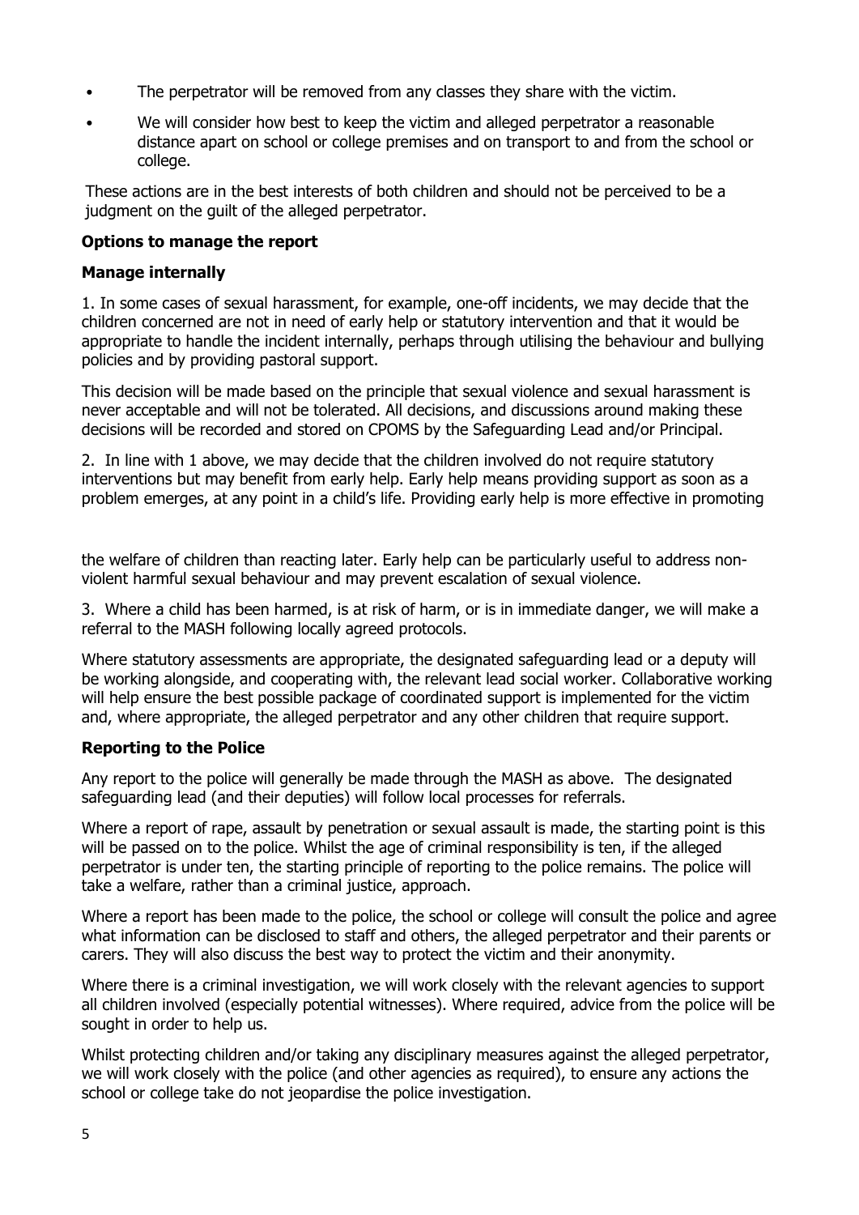- The perpetrator will be removed from any classes they share with the victim.
- We will consider how best to keep the victim and alleged perpetrator a reasonable distance apart on school or college premises and on transport to and from the school or college.

These actions are in the best interests of both children and should not be perceived to be a judgment on the guilt of the alleged perpetrator.

**Options to manage the report**

**Manage internally**

1. In some cases of sexual harassment, for example, one-off incidents, we may decide that the children concerned are not in need of early help or statutory intervention and that it would be appropriate to handle the incident internally, perhaps through utilising the behaviour and bullying policies and by providing pastoral support.

This decision will be made based on the principle that sexual violence and sexual harassment is never acceptable and will not be tolerated. All decisions, and discussions around making these decisions will be recorded and stored on CPOMS by the Safeguarding Lead and/or Principal.

2. In line with 1 above, we may decide that the children involved do not require statutory interventions but may benefit from early help. Early help means providing support as soon as a problem emerges, at any point in a child's life. Providing early help is more effective in promoting the welfare of children than reacting later. Early help can be particularly useful to address non-violent harmful sexual behaviour and may prevent escalation of sexual violence.

3. Where a child has been harmed, is at risk of harm, or is in immediate danger, we will make a referral to the MASH following locally agreed protocols.

Where statutory assessments are appropriate, the designated safeguarding lead or a deputy will be working alongside, and cooperating with, the relevant lead social worker. Collaborative working will help ensure the best possible package of coordinated support is implemented for the victim and, where appropriate, the alleged perpetrator and any other children that require support.

**Reporting to the Police**

Any report to the police will generally be made through the MASH as above. The designated safeguarding lead (and their deputies) will follow local processes for referrals.

Where a report of rape, assault by penetration or sexual assault is made, the starting point is this will be passed on to the police. Whilst the age of criminal responsibility is ten, if the alleged perpetrator is under ten, the starting principle of reporting to the police remains. The police will take a welfare, rather than a criminal justice, approach.

Where a report has been made to the police, the school or college will consult the police and agree what information can be disclosed to staff and others, the alleged perpetrator and their parents or carers. They will also discuss the best way to protect the victim and their anonymity.

Where there is a criminal investigation, we will work closely with the relevant agencies to support all children involved (especially potential witnesses). Where required, advice from the police will be sought in order to help us.

Whilst protecting children and/or taking any disciplinary measures against the alleged perpetrator, we will work closely with the police (and other agencies as required), to ensure any actions the school or college take do not jeopardise the police investigation.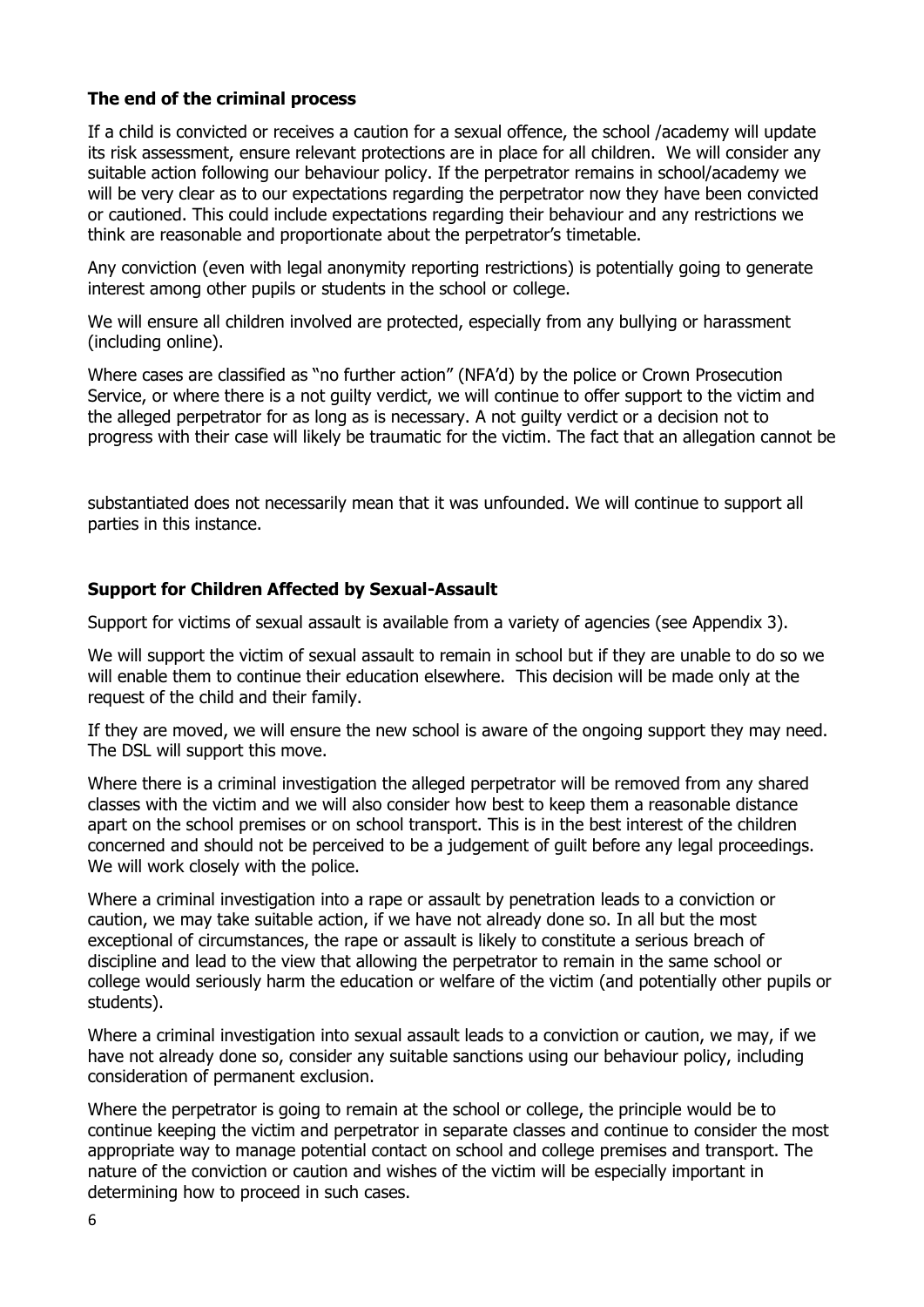### The end of the criminal process

If a child is convicted or receives a caution for a sexual offence, the school /academy will update its risk assessment, ensure relevant protections are in place for all children. We will consider any suitable action following our behaviour policy. If the perpetrator remains in school/academy we will be very clear as to our expectations regarding the perpetrator now they have been convicted or cautioned. This could include expectations regarding their behaviour and any restrictions we think are reasonable and proportionate about the perpetrator's timetable.

Any conviction (even with legal anonymity reporting restrictions) is potentially going to generate interest among other pupils or students in the school or college.

We will ensure all children involved are protected, especially from any bullying or harassment (including online).

Where cases are classified as "no further action" (NFA'd) by the police or Crown Prosecution Service, or where there is a not guilty verdict, we will continue to offer support to the victim and the alleged perpetrator for as long as is necessary. A not guilty verdict or a decision not to progress with their case will likely be traumatic for the victim. The fact that an allegation cannot be substantiated does not necessarily mean that it was unfounded. We will continue to support all parties in this instance.

### Support for Children Affected by Sexual-Assault

Support for victims of sexual assault is available from a variety of agencies (see Appendix 3).

We will support the victim of sexual assault to remain in school but if they are unable to do so we will enable them to continue their education elsewhere. This decision will be made only at the request of the child and their family.

If they are moved, we will ensure the new school is aware of the ongoing support they may need. The DSL will support this move.

Where there is a criminal investigation the alleged perpetrator will be removed from any shared classes with the victim and we will also consider how best to keep them a reasonable distance apart on the school premises or on school transport. This is in the best interest of the children concerned and should not be perceived to be a judgement of guilt before any legal proceedings. We will work closely with the police.

Where a criminal investigation into a rape or assault by penetration leads to a conviction or caution, we may take suitable action, if we have not already done so. In all but the most exceptional of circumstances, the rape or assault is likely to constitute a serious breach of discipline and lead to the view that allowing the perpetrator to remain in the same school or college would seriously harm the education or welfare of the victim (and potentially other pupils or students).

Where a criminal investigation into sexual assault leads to a conviction or caution, we may, if we have not already done so, consider any suitable sanctions using our behaviour policy, including consideration of permanent exclusion.

Where the perpetrator is going to remain at the school or college, the principle would be to continue keeping the victim and perpetrator in separate classes and continue to consider the most appropriate way to manage potential contact on school and college premises and transport. The nature of the conviction or caution and wishes of the victim will be especially important in determining how to proceed in such cases.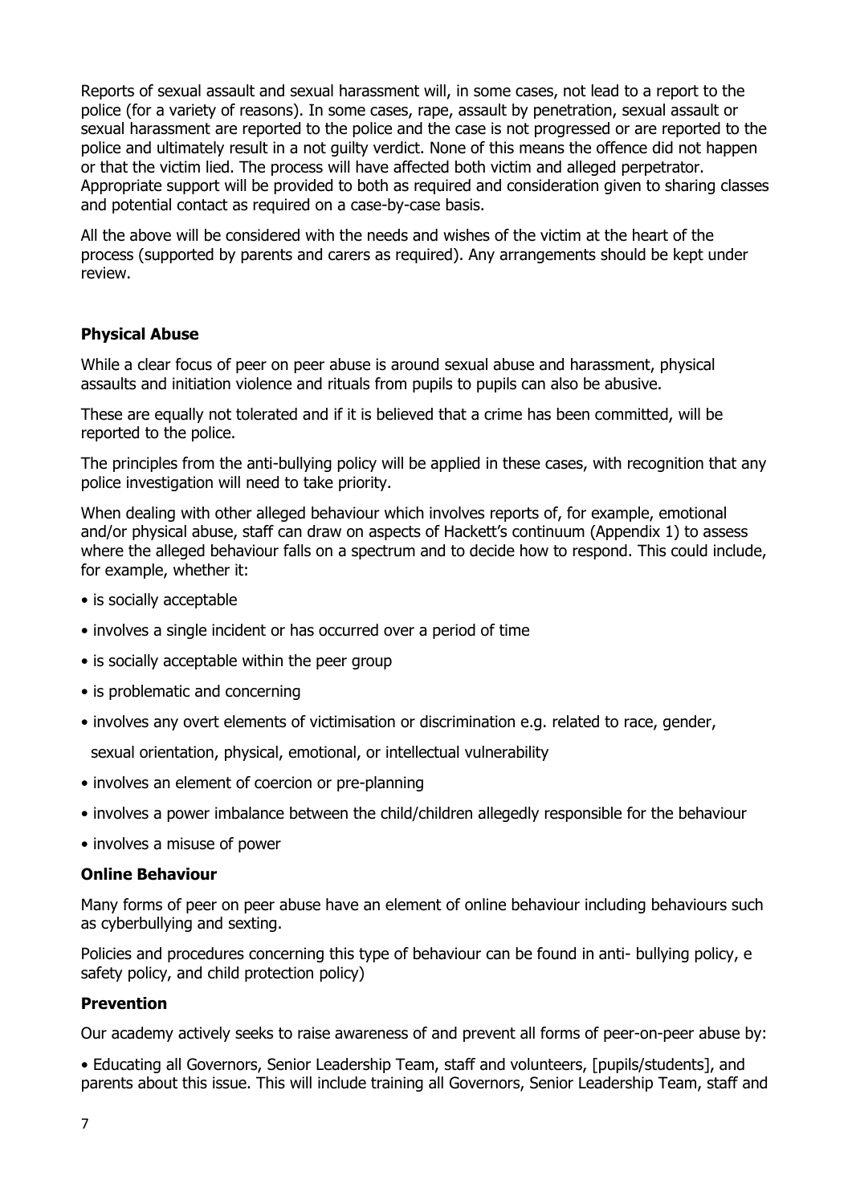Reports of sexual assault and sexual harassment will, in some cases, not lead to a report to the police (for a variety of reasons). In some cases, rape, assault by penetration, sexual assault or sexual harassment are reported to the police and the case is not progressed or are reported to the police and ultimately result in a not guilty verdict. None of this means the offence did not happen or that the victim lied. The process will have affected both victim and alleged perpetrator. Appropriate support will be provided to both as required and consideration given to sharing classes and potential contact as required on a case-by-case basis.

All the above will be considered with the needs and wishes of the victim at the heart of the process (supported by parents and carers as required). Any arrangements should be kept under review.

**Physical Abuse**

While a clear focus of peer on peer abuse is around sexual abuse and harassment, physical assaults and initiation violence and rituals from pupils to pupils can also be abusive.

These are equally not tolerated and if it is believed that a crime has been committed, will be reported to the police.

The principles from the anti-bullying policy will be applied in these cases, with recognition that any police investigation will need to take priority.

When dealing with other alleged behaviour which involves reports of, for example, emotional and/or physical abuse, staff can draw on aspects of Hackett's continuum (Appendix 1) to assess where the alleged behaviour falls on a spectrum and to decide how to respond. This could include, for example, whether it:

- is socially acceptable
- involves a single incident or has occurred over a period of time
- is socially acceptable within the peer group
- is problematic and concerning
- involves any overt elements of victimisation or discrimination e.g. related to race, gender, sexual orientation, physical, emotional, or intellectual vulnerability
- involves an element of coercion or pre-planning
- involves a power imbalance between the child/children allegedly responsible for the behaviour
- involves a misuse of power

**Online Behaviour**

Many forms of peer on peer abuse have an element of online behaviour including behaviours such as cyberbullying and sexting.

Policies and procedures concerning this type of behaviour can be found in anti- bullying policy, e safety policy, and child protection policy)

**Prevention**

Our academy actively seeks to raise awareness of and prevent all forms of peer-on-peer abuse by:

• Educating all Governors, Senior Leadership Team, staff and volunteers, [pupils/students], and parents about this issue. This will include training all Governors, Senior Leadership Team, staff and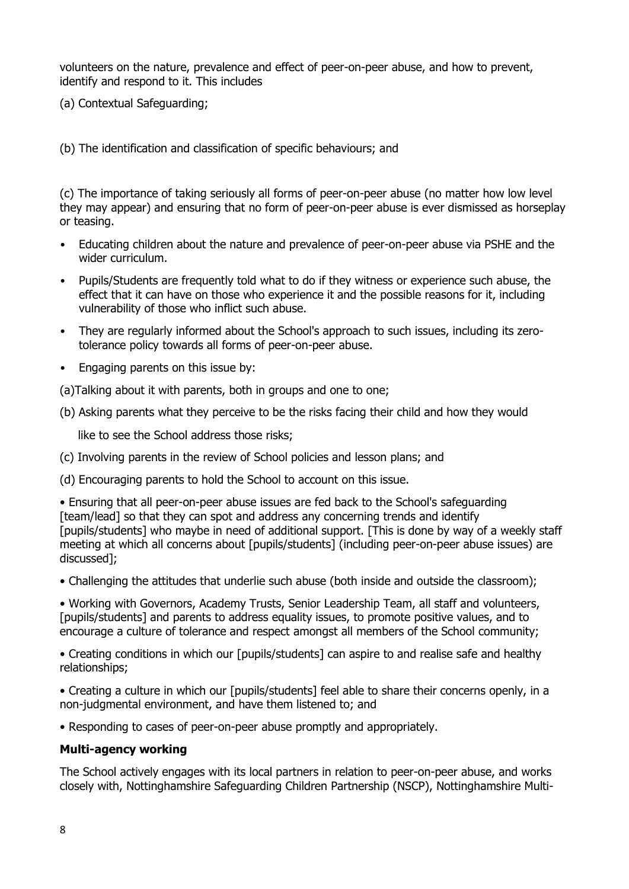volunteers on the nature, prevalence and effect of peer-on-peer abuse, and how to prevent, identify and respond to it. This includes

(a) Contextual Safeguarding;

(b) The identification and classification of specific behaviours; and

(c) The importance of taking seriously all forms of peer-on-peer abuse (no matter how low level they may appear) and ensuring that no form of peer-on-peer abuse is ever dismissed as horseplay or teasing.

- Educating children about the nature and prevalence of peer-on-peer abuse via PSHE and the wider curriculum.
- Pupils/Students are frequently told what to do if they witness or experience such abuse, the effect that it can have on those who experience it and the possible reasons for it, including vulnerability of those who inflict such abuse.
- They are regularly informed about the School's approach to such issues, including its zero-tolerance policy towards all forms of peer-on-peer abuse.
- Engaging parents on this issue by:

(a)Talking about it with parents, both in groups and one to one;

(b) Asking parents what they perceive to be the risks facing their child and how they would like to see the School address those risks;

(c) Involving parents in the review of School policies and lesson plans; and

(d) Encouraging parents to hold the School to account on this issue.

- Ensuring that all peer-on-peer abuse issues are fed back to the School's safeguarding [team/lead] so that they can spot and address any concerning trends and identify [pupils/students] who maybe in need of additional support. [This is done by way of a weekly staff meeting at which all concerns about [pupils/students] (including peer-on-peer abuse issues) are discussed];
- Challenging the attitudes that underlie such abuse (both inside and outside the classroom);
- Working with Governors, Academy Trusts, Senior Leadership Team, all staff and volunteers, [pupils/students] and parents to address equality issues, to promote positive values, and to encourage a culture of tolerance and respect amongst all members of the School community;
- Creating conditions in which our [pupils/students] can aspire to and realise safe and healthy relationships;
- Creating a culture in which our [pupils/students] feel able to share their concerns openly, in a non-judgmental environment, and have them listened to; and
- Responding to cases of peer-on-peer abuse promptly and appropriately.

**Multi-agency working**

The School actively engages with its local partners in relation to peer-on-peer abuse, and works closely with, Nottinghamshire Safeguarding Children Partnership (NSCP), Nottinghamshire Multi-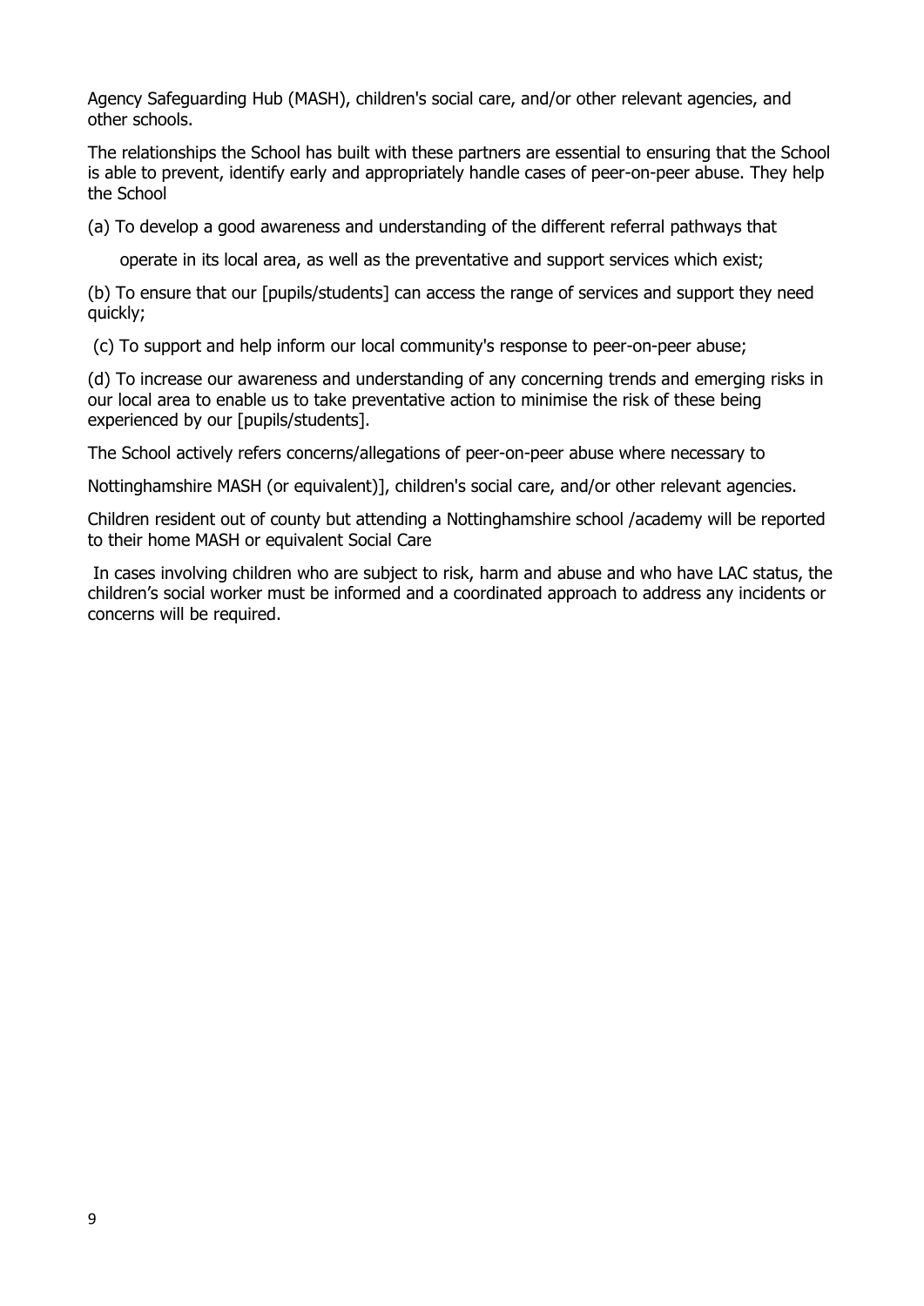Agency Safeguarding Hub (MASH), children's social care, and/or other relevant agencies, and other schools.

The relationships the School has built with these partners are essential to ensuring that the School is able to prevent, identify early and appropriately handle cases of peer-on-peer abuse. They help the School

(a) To develop a good awareness and understanding of the different referral pathways that operate in its local area, as well as the preventative and support services which exist;

(b) To ensure that our [pupils/students] can access the range of services and support they need quickly;

(c) To support and help inform our local community's response to peer-on-peer abuse;

(d) To increase our awareness and understanding of any concerning trends and emerging risks in our local area to enable us to take preventative action to minimise the risk of these being experienced by our [pupils/students].

The School actively refers concerns/allegations of peer-on-peer abuse where necessary to

Nottinghamshire MASH (or equivalent)], children's social care, and/or other relevant agencies.

Children resident out of county but attending a Nottinghamshire school /academy will be reported to their home MASH or equivalent Social Care

In cases involving children who are subject to risk, harm and abuse and who have LAC status, the children's social worker must be informed and a coordinated approach to address any incidents or concerns will be required.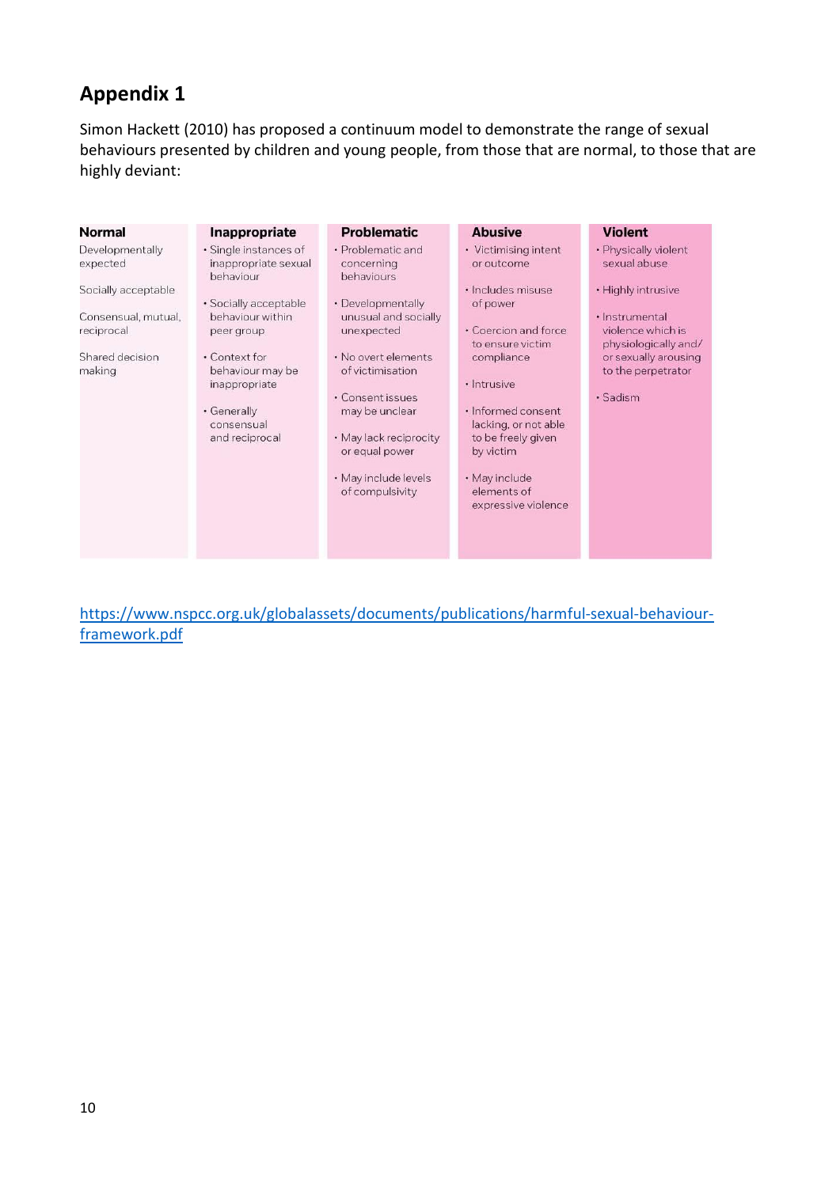## Appendix 1

Simon Hackett (2010) has proposed a continuum model to demonstrate the range of sexual behaviours presented by children and young people, from those that are normal, to those that are highly deviant:

| Normal | Inappropriate | Problematic | Abusive | Violent |
|---|---|---|---|---|
| Developmentally expected<br><br>Socially acceptable<br><br>Consensual, mutual, reciprocal<br><br>Shared decision making | • Single instances of inappropriate sexual behaviour<br>• Socially acceptable behaviour within peer group<br>• Context for behaviour may be inappropriate<br>• Generally consensual and reciprocal | • Problematic and concerning behaviours<br>• Developmentally unusual and socially unexpected<br>• No overt elements of victimisation<br>• Consent issues may be unclear<br>• May lack reciprocity or equal power<br>• May include levels of compulsivity | • Victimising intent or outcome<br>• Includes misuse of power<br>• Coercion and force to ensure victim compliance<br>• Intrusive<br>• Informed consent lacking, or not able to be freely given by victim<br>• May include elements of expressive violence | • Physically violent sexual abuse<br>• Highly intrusive<br>• Instrumental violence which is physiologically and/or sexually arousing to the perpetrator<br>• Sadism |

https://www.nspcc.org.uk/globalassets/documents/publications/harmful-sexual-behaviour-framework.pdf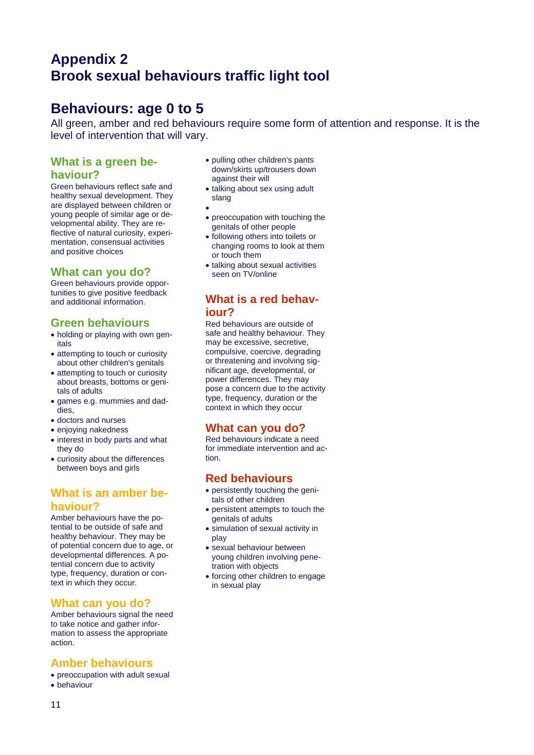# Appendix 2
# Brook sexual behaviours traffic light tool

## Behaviours: age 0 to 5

All green, amber and red behaviours require some form of attention and response. It is the level of intervention that will vary.

### What is a green behaviour?

Green behaviours reflect safe and healthy sexual development. They are displayed between children or young people of similar age or developmental ability. They are reflective of natural curiosity, experimentation, consensual activities and positive choices

### What can you do?

Green behaviours provide opportunities to give positive feedback and additional information.

### Green behaviours

- holding or playing with own genitals
- attempting to touch or curiosity about other children's genitals
- attempting to touch or curiosity about breasts, bottoms or genitals of adults
- games e.g. mummies and daddies,
- doctors and nurses
- enjoying nakedness
- interest in body parts and what they do
- curiosity about the differences between boys and girls

### What is an amber behaviour?

Amber behaviours have the potential to be outside of safe and healthy behaviour. They may be of potential concern due to age, or developmental differences. A potential concern due to activity type, frequency, duration or context in which they occur.

### What can you do?

Amber behaviours signal the need to take notice and gather information to assess the appropriate action.

### Amber behaviours

- preoccupation with adult sexual
- behaviour
- pulling other children's pants down/skirts up/trousers down against their will
- talking about sex using adult slang
- 
- preoccupation with touching the genitals of other people
- following others into toilets or changing rooms to look at them or touch them
- talking about sexual activities seen on TV/online

### What is a red behaviour?

Red behaviours are outside of safe and healthy behaviour. They may be excessive, secretive, compulsive, coercive, degrading or threatening and involving significant age, developmental, or power differences. They may pose a concern due to the activity type, frequency, duration or the context in which they occur

### What can you do?

Red behaviours indicate a need for immediate intervention and action.

### Red behaviours

- persistently touching the genitals of other children
- persistent attempts to touch the genitals of adults
- simulation of sexual activity in play
- sexual behaviour between young children involving penetration with objects
- forcing other children to engage in sexual play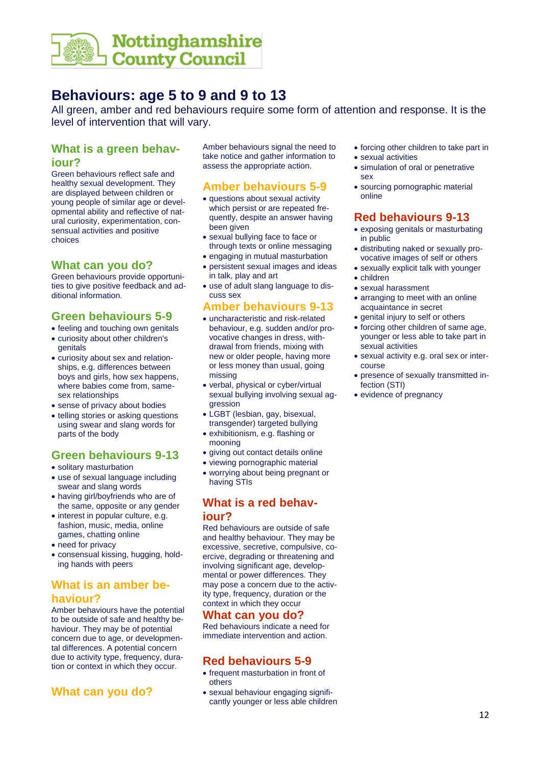Nottinghamshire County Council

# Behaviours: age 5 to 9 and 9 to 13

All green, amber and red behaviours require some form of attention and response. It is the level of intervention that will vary.

## What is a green behaviour?

Green behaviours reflect safe and healthy sexual development. They are displayed between children or young people of similar age or developmental ability and reflective of natural curiosity, experimentation, consensual activities and positive choices

## What can you do?

Green behaviours provide opportunities to give positive feedback and additional information.

## Green behaviours 5-9

- feeling and touching own genitals
- curiosity about other children's genitals
- curiosity about sex and relationships, e.g. differences between boys and girls, how sex happens, where babies come from, same-sex relationships
- sense of privacy about bodies
- telling stories or asking questions using swear and slang words for parts of the body

## Green behaviours 9-13

- solitary masturbation
- use of sexual language including swear and slang words
- having girl/boyfriends who are of the same, opposite or any gender
- interest in popular culture, e.g. fashion, music, media, online games, chatting online
- need for privacy
- consensual kissing, hugging, holding hands with peers

## What is an amber behaviour?

Amber behaviours have the potential to be outside of safe and healthy behaviour. They may be of potential concern due to age, or developmental differences. A potential concern due to activity type, frequency, duration or context in which they occur.

## What can you do?

Amber behaviours signal the need to take notice and gather information to assess the appropriate action.

## Amber behaviours 5-9

- questions about sexual activity which persist or are repeated frequently, despite an answer having been given
- sexual bullying face to face or through texts or online messaging
- engaging in mutual masturbation
- persistent sexual images and ideas in talk, play and art
- use of adult slang language to discuss sex

## Amber behaviours 9-13

- uncharacteristic and risk-related behaviour, e.g. sudden and/or provocative changes in dress, withdrawal from friends, mixing with new or older people, having more or less money than usual, going missing
- verbal, physical or cyber/virtual sexual bullying involving sexual aggression
- LGBT (lesbian, gay, bisexual, transgender) targeted bullying
- exhibitionism, e.g. flashing or mooning
- giving out contact details online
- viewing pornographic material
- worrying about being pregnant or having STIs

## What is a red behaviour?

Red behaviours are outside of safe and healthy behaviour. They may be excessive, secretive, compulsive, coercive, degrading or threatening and involving significant age, developmental or power differences. They may pose a concern due to the activity type, frequency, duration or the context in which they occur

## What can you do?

Red behaviours indicate a need for immediate intervention and action.

## Red behaviours 5-9

- frequent masturbation in front of others
- sexual behaviour engaging significantly younger or less able children
- forcing other children to take part in
- sexual activities
- simulation of oral or penetrative sex
- sourcing pornographic material online

## Red behaviours 9-13

- exposing genitals or masturbating in public
- distributing naked or sexually provocative images of self or others
- sexually explicit talk with younger
- children
- sexual harassment
- arranging to meet with an online acquaintance in secret
- genital injury to self or others
- forcing other children of same age, younger or less able to take part in sexual activities
- sexual activity e.g. oral sex or intercourse
- presence of sexually transmitted infection (STI)
- evidence of pregnancy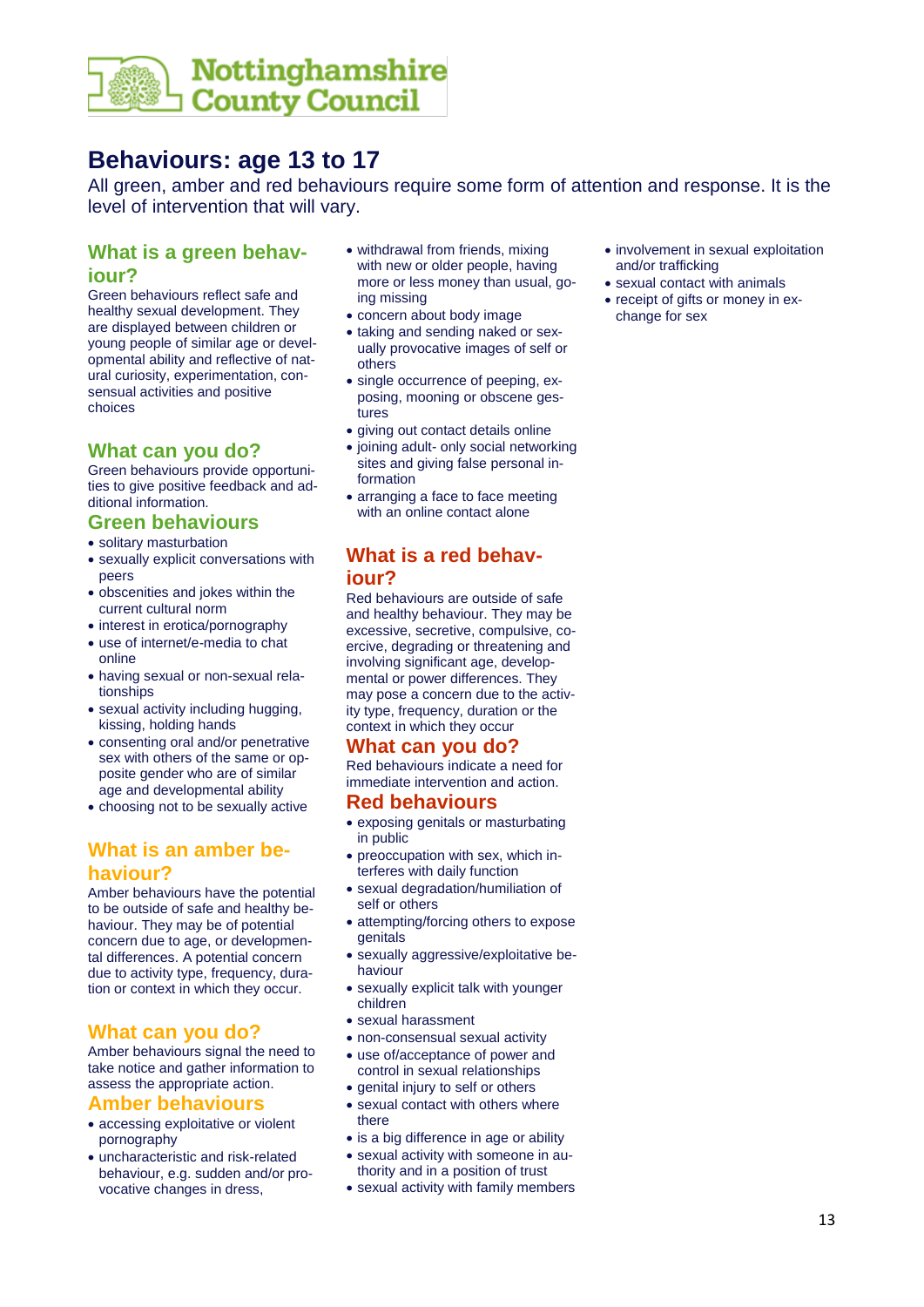Nottinghamshire County Council

# Behaviours: age 13 to 17

All green, amber and red behaviours require some form of attention and response. It is the level of intervention that will vary.

## What is a green behaviour?

Green behaviours reflect safe and healthy sexual development. They are displayed between children or young people of similar age or developmental ability and reflective of natural curiosity, experimentation, consensual activities and positive choices

## What can you do?

Green behaviours provide opportunities to give positive feedback and additional information.

## Green behaviours

- solitary masturbation
- sexually explicit conversations with peers
- obscenities and jokes within the current cultural norm
- interest in erotica/pornography
- use of internet/e-media to chat online
- having sexual or non-sexual relationships
- sexual activity including hugging, kissing, holding hands
- consenting oral and/or penetrative sex with others of the same or opposite gender who are of similar age and developmental ability
- choosing not to be sexually active

## What is an amber behaviour?

Amber behaviours have the potential to be outside of safe and healthy behaviour. They may be of potential concern due to age, or developmental differences. A potential concern due to activity type, frequency, duration or context in which they occur.

## What can you do?

Amber behaviours signal the need to take notice and gather information to assess the appropriate action.

## Amber behaviours

- accessing exploitative or violent pornography
- uncharacteristic and risk-related behaviour, e.g. sudden and/or provocative changes in dress, withdrawal from friends, mixing with new or older people, having more or less money than usual, going missing
- concern about body image
- taking and sending naked or sexually provocative images of self or others
- single occurrence of peeping, exposing, mooning or obscene gestures
- giving out contact details online
- joining adult- only social networking sites and giving false personal information
- arranging a face to face meeting with an online contact alone

## What is a red behaviour?

Red behaviours are outside of safe and healthy behaviour. They may be excessive, secretive, compulsive, coercive, degrading or threatening and involving significant age, developmental or power differences. They may pose a concern due to the activity type, frequency, duration or the context in which they occur

## What can you do?

Red behaviours indicate a need for immediate intervention and action.

## Red behaviours

- exposing genitals or masturbating in public
- preoccupation with sex, which interferes with daily function
- sexual degradation/humiliation of self or others
- attempting/forcing others to expose genitals
- sexually aggressive/exploitative behaviour
- sexually explicit talk with younger children
- sexual harassment
- non-consensual sexual activity
- use of/acceptance of power and control in sexual relationships
- genital injury to self or others
- sexual contact with others where there
- is a big difference in age or ability
- sexual activity with someone in authority and in a position of trust
- sexual activity with family members
- involvement in sexual exploitation and/or trafficking
- sexual contact with animals
- receipt of gifts or money in exchange for sex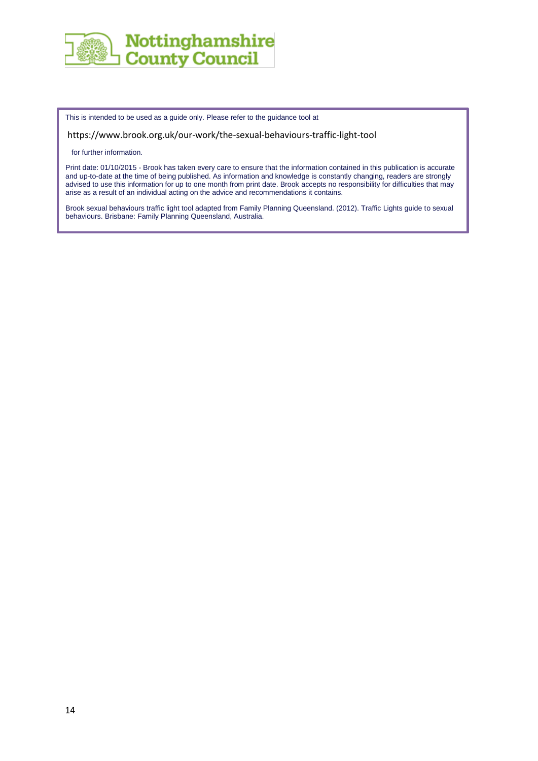**Nottinghamshire County Council**

This is intended to be used as a guide only. Please refer to the guidance tool at

https://www.brook.org.uk/our-work/the-sexual-behaviours-traffic-light-tool

for further information.

Print date: 01/10/2015 - Brook has taken every care to ensure that the information contained in this publication is accurate and up-to-date at the time of being published. As information and knowledge is constantly changing, readers are strongly advised to use this information for up to one month from print date. Brook accepts no responsibility for difficulties that may arise as a result of an individual acting on the advice and recommendations it contains.

Brook sexual behaviours traffic light tool adapted from Family Planning Queensland. (2012). Traffic Lights guide to sexual behaviours. Brisbane: Family Planning Queensland, Australia.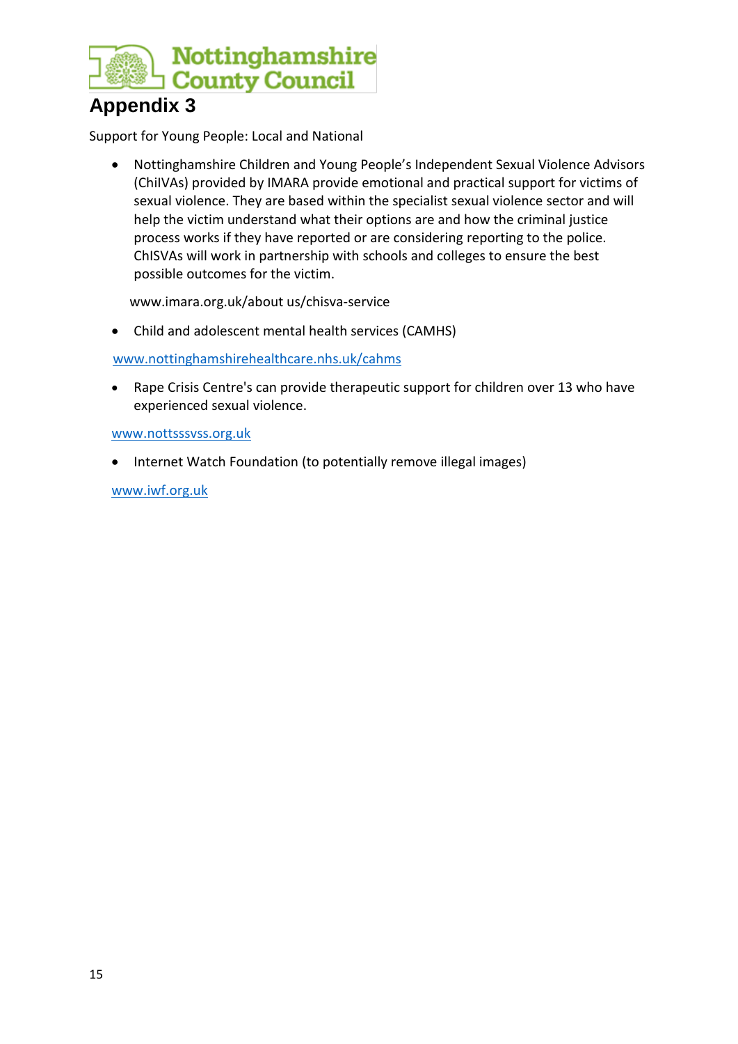# Appendix 3

Support for Young People: Local and National

- Nottinghamshire Children and Young People's Independent Sexual Violence Advisors (ChiIVAs) provided by IMARA provide emotional and practical support for victims of sexual violence. They are based within the specialist sexual violence sector and will help the victim understand what their options are and how the criminal justice process works if they have reported or are considering reporting to the police. ChISVAs will work in partnership with schools and colleges to ensure the best possible outcomes for the victim.

  www.imara.org.uk/about us/chisva-service

- Child and adolescent mental health services (CAMHS)

  www.nottinghamshirehealthcare.nhs.uk/cahms

- Rape Crisis Centre's can provide therapeutic support for children over 13 who have experienced sexual violence.

  www.nottsssvss.org.uk

- Internet Watch Foundation (to potentially remove illegal images)

  www.iwf.org.uk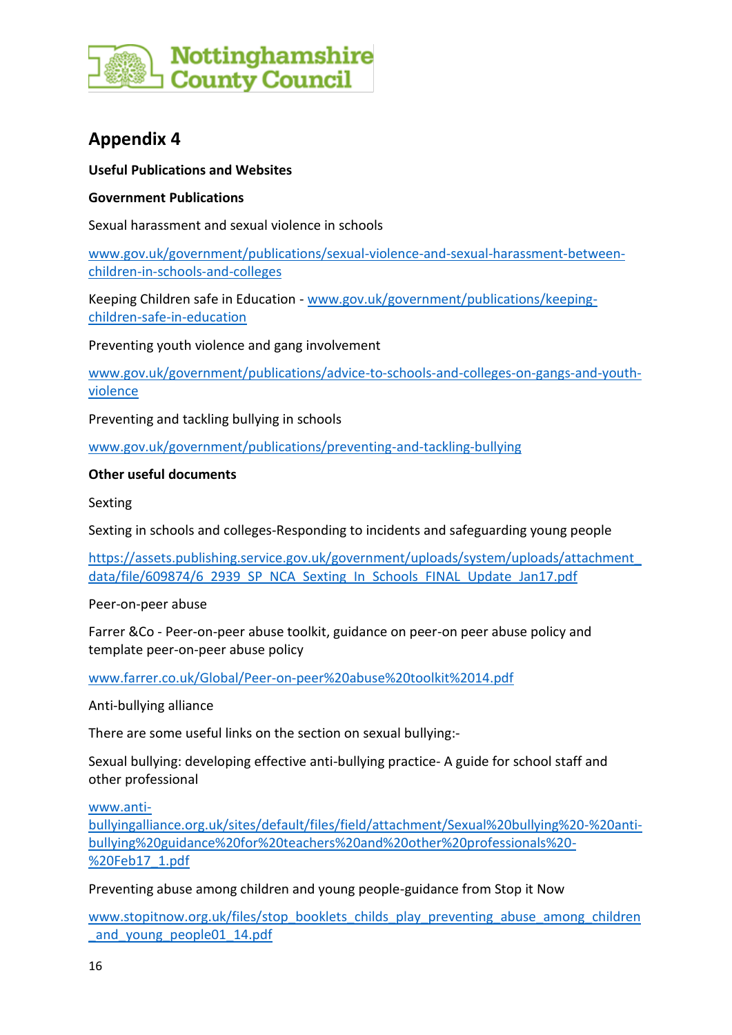## Appendix 4

**Useful Publications and Websites**

**Government Publications**

Sexual harassment and sexual violence in schools

[www.gov.uk/government/publications/sexual-violence-and-sexual-harassment-between-children-in-schools-and-colleges](www.gov.uk/government/publications/sexual-violence-and-sexual-harassment-between-children-in-schools-and-colleges)

Keeping Children safe in Education - [www.gov.uk/government/publications/keeping-children-safe-in-education](www.gov.uk/government/publications/keeping-children-safe-in-education)

Preventing youth violence and gang involvement

[www.gov.uk/government/publications/advice-to-schools-and-colleges-on-gangs-and-youth-violence](www.gov.uk/government/publications/advice-to-schools-and-colleges-on-gangs-and-youth-violence)

Preventing and tackling bullying in schools

[www.gov.uk/government/publications/preventing-and-tackling-bullying](www.gov.uk/government/publications/preventing-and-tackling-bullying)

**Other useful documents**

Sexting

Sexting in schools and colleges-Responding to incidents and safeguarding young people

[https://assets.publishing.service.gov.uk/government/uploads/system/uploads/attachment_data/file/609874/6_2939_SP_NCA_Sexting_In_Schools_FINAL_Update_Jan17.pdf](https://assets.publishing.service.gov.uk/government/uploads/system/uploads/attachment_data/file/609874/6_2939_SP_NCA_Sexting_In_Schools_FINAL_Update_Jan17.pdf)

Peer-on-peer abuse

Farrer &Co - Peer-on-peer abuse toolkit, guidance on peer-on peer abuse policy and template peer-on-peer abuse policy

[www.farrer.co.uk/Global/Peer-on-peer%20abuse%20toolkit%2014.pdf](www.farrer.co.uk/Global/Peer-on-peer%20abuse%20toolkit%2014.pdf)

Anti-bullying alliance

There are some useful links on the section on sexual bullying:-

Sexual bullying: developing effective anti-bullying practice- A guide for school staff and other professional

[www.anti-bullyingalliance.org.uk/sites/default/files/field/attachment/Sexual%20bullying%20-%20anti-bullying%20guidance%20for%20teachers%20and%20other%20professionals%20-%20Feb17_1.pdf](www.anti-bullyingalliance.org.uk/sites/default/files/field/attachment/Sexual%20bullying%20-%20anti-bullying%20guidance%20for%20teachers%20and%20other%20professionals%20-%20Feb17_1.pdf)

Preventing abuse among children and young people-guidance from Stop it Now

[www.stopitnow.org.uk/files/stop_booklets_childs_play_preventing_abuse_among_children_and_young_people01_14.pdf](www.stopitnow.org.uk/files/stop_booklets_childs_play_preventing_abuse_among_children_and_young_people01_14.pdf)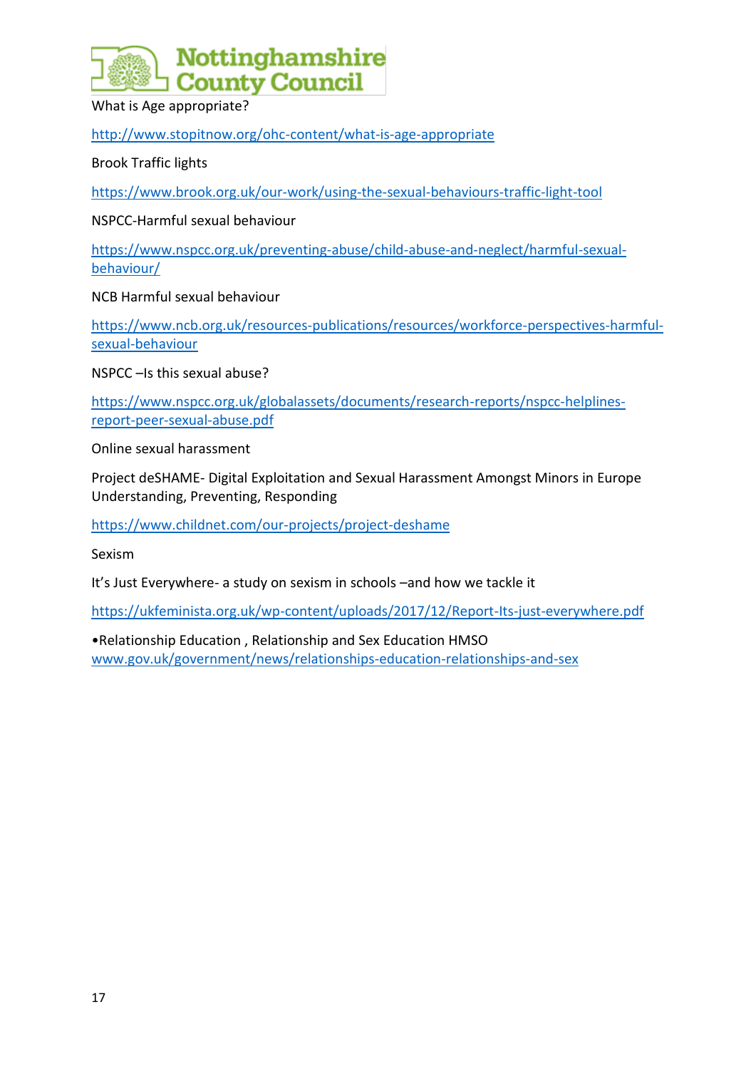What is Age appropriate?

http://www.stopitnow.org/ohc-content/what-is-age-appropriate

Brook Traffic lights

https://www.brook.org.uk/our-work/using-the-sexual-behaviours-traffic-light-tool

NSPCC-Harmful sexual behaviour

https://www.nspcc.org.uk/preventing-abuse/child-abuse-and-neglect/harmful-sexual-behaviour/

NCB Harmful sexual behaviour

https://www.ncb.org.uk/resources-publications/resources/workforce-perspectives-harmful-sexual-behaviour

NSPCC –Is this sexual abuse?

https://www.nspcc.org.uk/globalassets/documents/research-reports/nspcc-helplines-report-peer-sexual-abuse.pdf

Online sexual harassment

Project deSHAME- Digital Exploitation and Sexual Harassment Amongst Minors in Europe Understanding, Preventing, Responding

https://www.childnet.com/our-projects/project-deshame

Sexism

It's Just Everywhere- a study on sexism in schools –and how we tackle it

https://ukfeminista.org.uk/wp-content/uploads/2017/12/Report-Its-just-everywhere.pdf

•Relationship Education , Relationship and Sex Education HMSO www.gov.uk/government/news/relationships-education-relationships-and-sex